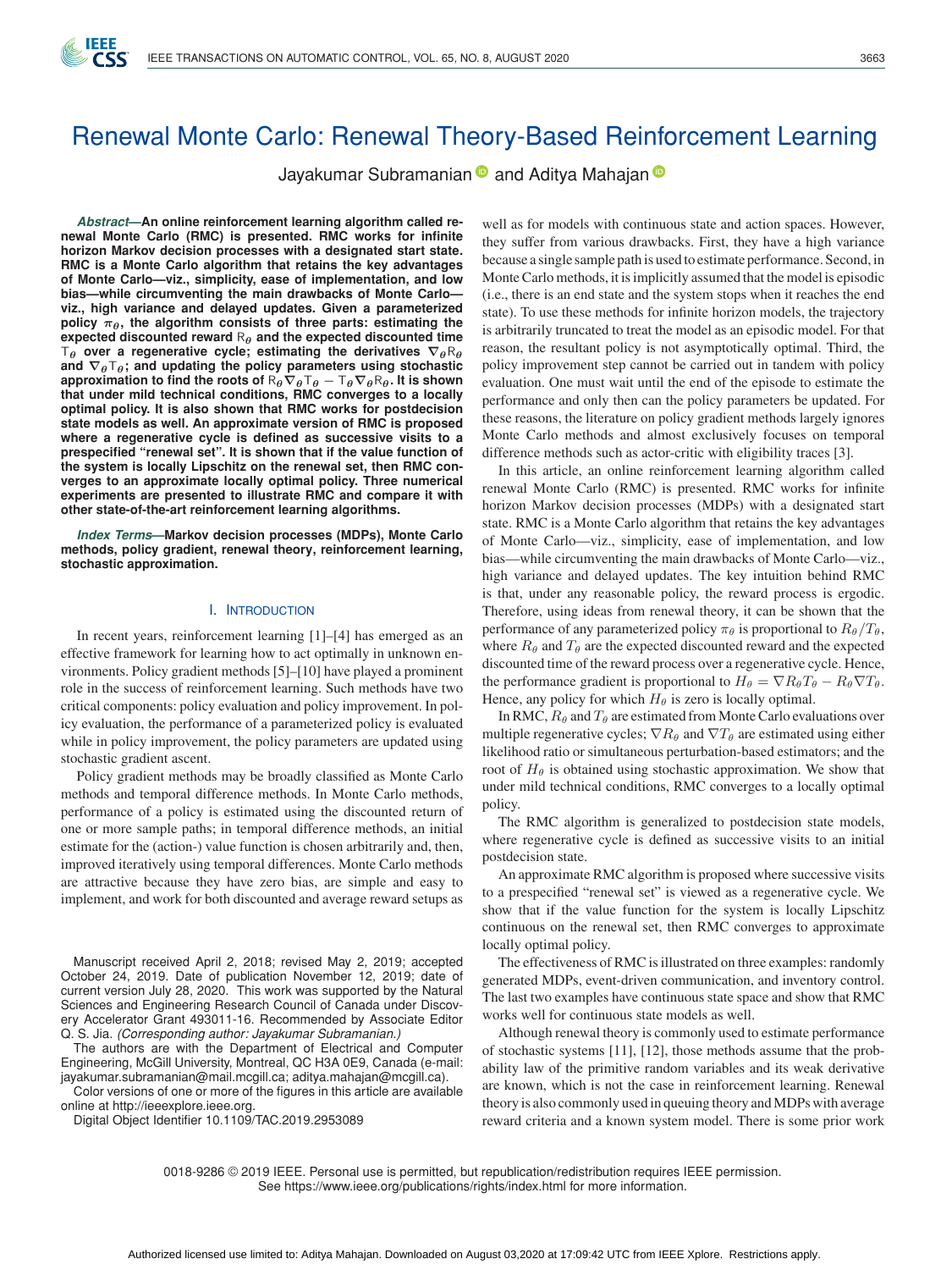# Renewal Monte Carlo: Renewal Theory-Based Reinforcement Learning

Jayakumar Subramanian and Aditya Mahajan

***Abstract*—An online reinforcement learning algorithm called renewal Monte Carlo (RMC) is presented. RMC works for infinite horizon Markov decision processes with a designated start state. RMC is a Monte Carlo algorithm that retains the key advantages of Monte Carlo—viz., simplicity, ease of implementation, and low bias—while circumventing the main drawbacks of Monte Carlo—viz., high variance and delayed updates. Given a parameterized policy $\pi_\theta$, the algorithm consists of three parts: estimating the expected discounted reward $\mathsf{R}_\theta$ and the expected discounted time $\mathsf{T}_\theta$ over a regenerative cycle; estimating the derivatives $\nabla_\theta \mathsf{R}_\theta$ and $\nabla_\theta \mathsf{T}_\theta$; and updating the policy parameters using stochastic approximation to find the roots of $\mathsf{R}_\theta \nabla_\theta \mathsf{T}_\theta - \mathsf{T}_\theta \nabla_\theta \mathsf{R}_\theta$. It is shown that under mild technical conditions, RMC converges to a locally optimal policy. It is also shown that RMC works for postdecision state models as well. An approximate version of RMC is proposed where a regenerative cycle is defined as successive visits to a prespecified "renewal set". It is shown that if the value function of the system is locally Lipschitz on the renewal set, then RMC converges to an approximate locally optimal policy. Three numerical experiments are presented to illustrate RMC and compare it with other state-of-the-art reinforcement learning algorithms.**

***Index Terms*—Markov decision processes (MDPs), Monte Carlo methods, policy gradient, renewal theory, reinforcement learning, stochastic approximation.**

## I. Introduction

In recent years, reinforcement learning [1]–[4] has emerged as an effective framework for learning how to act optimally in unknown environments. Policy gradient methods [5]–[10] have played a prominent role in the success of reinforcement learning. Such methods have two critical components: policy evaluation and policy improvement. In policy evaluation, the performance of a parameterized policy is evaluated while in policy improvement, the policy parameters are updated using stochastic gradient ascent.

Policy gradient methods may be broadly classified as Monte Carlo methods and temporal difference methods. In Monte Carlo methods, performance of a policy is estimated using the discounted return of one or more sample paths; in temporal difference methods, an initial estimate for the (action-) value function is chosen arbitrarily and, then, improved iteratively using temporal differences. Monte Carlo methods are attractive because they have zero bias, are simple and easy to implement, and work for both discounted and average reward setups as well as for models with continuous state and action spaces. However, they suffer from various drawbacks. First, they have a high variance because a single sample path is used to estimate performance. Second, in Monte Carlo methods, it is implicitly assumed that the model is episodic (i.e., there is an end state and the system stops when it reaches the end state). To use these methods for infinite horizon models, the trajectory is arbitrarily truncated to treat the model as an episodic model. For that reason, the resultant policy is not asymptotically optimal. Third, the policy improvement step cannot be carried out in tandem with policy evaluation. One must wait until the end of the episode to estimate the performance and only then can the policy parameters be updated. For these reasons, the literature on policy gradient methods largely ignores Monte Carlo methods and almost exclusively focuses on temporal difference methods such as actor-critic with eligibility traces [3].

In this article, an online reinforcement learning algorithm called renewal Monte Carlo (RMC) is presented. RMC works for infinite horizon Markov decision processes (MDPs) with a designated start state. RMC is a Monte Carlo algorithm that retains the key advantages of Monte Carlo—viz., simplicity, ease of implementation, and low bias—while circumventing the main drawbacks of Monte Carlo—viz., high variance and delayed updates. The key intuition behind RMC is that, under any reasonable policy, the reward process is ergodic. Therefore, using ideas from renewal theory, it can be shown that the performance of any parameterized policy $\pi_\theta$ is proportional to $R_\theta/T_\theta$, where $R_\theta$ and $T_\theta$ are the expected discounted reward and the expected discounted time of the reward process over a regenerative cycle. Hence, the performance gradient is proportional to $H_\theta = \nabla R_\theta T_\theta - R_\theta \nabla T_\theta$. Hence, any policy for which $H_\theta$ is zero is locally optimal.

In RMC, $R_\theta$ and $T_\theta$ are estimated from Monte Carlo evaluations over multiple regenerative cycles; $\nabla R_\theta$ and $\nabla T_\theta$ are estimated using either likelihood ratio or simultaneous perturbation-based estimators; and the root of $H_\theta$ is obtained using stochastic approximation. We show that under mild technical conditions, RMC converges to a locally optimal policy.

The RMC algorithm is generalized to postdecision state models, where regenerative cycle is defined as successive visits to an initial postdecision state.

An approximate RMC algorithm is proposed where successive visits to a prespecified "renewal set" is viewed as a regenerative cycle. We show that if the value function for the system is locally Lipschitz continuous on the renewal set, then RMC converges to approximate locally optimal policy.

The effectiveness of RMC is illustrated on three examples: randomly generated MDPs, event-driven communication, and inventory control. The last two examples have continuous state space and show that RMC works well for continuous state models as well.

Although renewal theory is commonly used to estimate performance of stochastic systems [11], [12], those methods assume that the probability law of the primitive random variables and its weak derivative are known, which is not the case in reinforcement learning. Renewal theory is also commonly used in queuing theory and MDPs with average reward criteria and a known system model. There is some prior work

---

Manuscript received April 2, 2018; revised May 2, 2019; accepted October 24, 2019. Date of publication November 12, 2019; date of current version July 28, 2020. This work was supported by the Natural Sciences and Engineering Research Council of Canada under Discovery Accelerator Grant 493011-16. Recommended by Associate Editor Q. S. Jia. *(Corresponding author: Jayakumar Subramanian.)*

The authors are with the Department of Electrical and Computer Engineering, McGill University, Montreal, QC H3A 0E9, Canada (e-mail: jayakumar.subramanian@mail.mcgill.ca; aditya.mahajan@mcgill.ca).

Color versions of one or more of the figures in this article are available online at http://ieeexplore.ieee.org.

Digital Object Identifier 10.1109/TAC.2019.2953089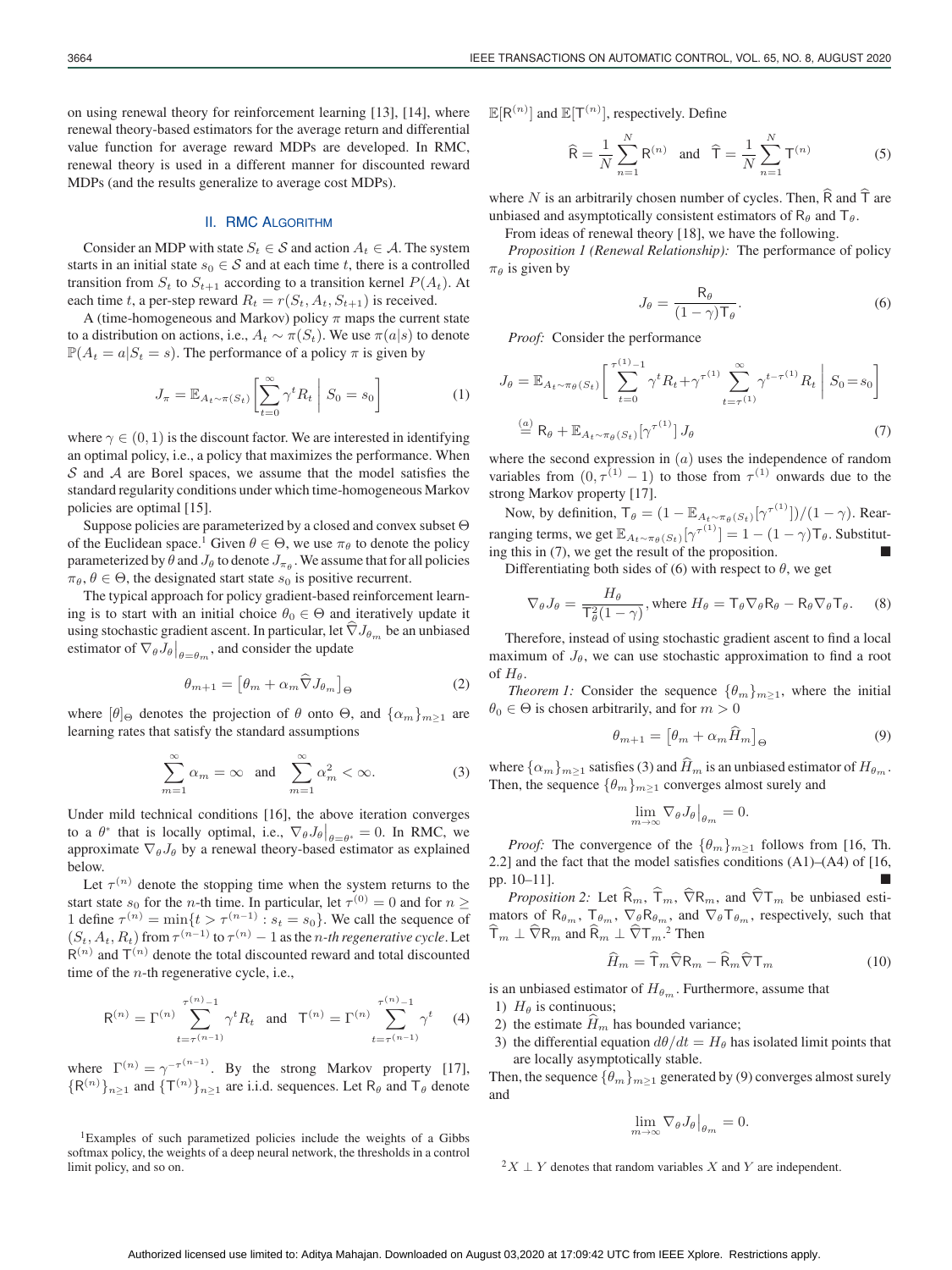on using renewal theory for reinforcement learning [13], [14], where renewal theory-based estimators for the average return and differential value function for average reward MDPs are developed. In RMC, renewal theory is used in a different manner for discounted reward MDPs (and the results generalize to average cost MDPs).

## II. RMC Algorithm

Consider an MDP with state $S_t \in \mathcal{S}$ and action $A_t \in \mathcal{A}$. The system starts in an initial state $s_0 \in \mathcal{S}$ and at each time $t$, there is a controlled transition from $S_t$ to $S_{t+1}$ according to a transition kernel $P(A_t)$. At each time $t$, a per-step reward $R_t = r(S_t, A_t, S_{t+1})$ is received.

A (time-homogeneous and Markov) policy $\pi$ maps the current state to a distribution on actions, i.e., $A_t \sim \pi(S_t)$. We use $\pi(a|s)$ to denote $\mathbb{P}(A_t = a | S_t = s)$. The performance of a policy $\pi$ is given by

$$J_\pi = \mathbb{E}_{A_t \sim \pi(S_t)}\left[\sum_{t=0}^{\infty} \gamma^t R_t \;\middle|\; S_0 = s_0\right] \tag{1}$$

where $\gamma \in (0,1)$ is the discount factor. We are interested in identifying an optimal policy, i.e., a policy that maximizes the performance. When $\mathcal{S}$ and $\mathcal{A}$ are Borel spaces, we assume that the model satisfies the standard regularity conditions under which time-homogeneous Markov policies are optimal [15].

Suppose policies are parameterized by a closed and convex subset $\Theta$ of the Euclidean space.[1] Given $\theta \in \Theta$, we use $\pi_\theta$ to denote the policy parameterized by $\theta$ and $J_\theta$ to denote $J_{\pi_\theta}$. We assume that for all policies $\pi_\theta$, $\theta \in \Theta$, the designated start state $s_0$ is positive recurrent.

The typical approach for policy gradient-based reinforcement learning is to start with an initial choice $\theta_0 \in \Theta$ and iteratively update it using stochastic gradient ascent. In particular, let $\widehat{\nabla} J_{\theta_m}$ be an unbiased estimator of $\nabla_\theta J_\theta \big|_{\theta = \theta_m}$, and consider the update

$$\theta_{m+1} = \left[\theta_m + \alpha_m \widehat{\nabla} J_{\theta_m}\right]_\Theta \tag{2}$$

where $[\theta]_\Theta$ denotes the projection of $\theta$ onto $\Theta$, and $\{\alpha_m\}_{m\geq 1}$ are learning rates that satisfy the standard assumptions

$$\sum_{m=1}^{\infty} \alpha_m = \infty \quad \text{and} \quad \sum_{m=1}^{\infty} \alpha_m^2 < \infty. \tag{3}$$

Under mild technical conditions [16], the above iteration converges to a $\theta^*$ that is locally optimal, i.e., $\nabla_\theta J_\theta \big|_{\theta = \theta^*} = 0$. In RMC, we approximate $\nabla_\theta J_\theta$ by a renewal theory-based estimator as explained below.

Let $\tau^{(n)}$ denote the stopping time when the system returns to the start state $s_0$ for the $n$-th time. In particular, let $\tau^{(0)} = 0$ and for $n \geq 1$ define $\tau^{(n)} = \min\{t > \tau^{(n-1)} : s_t = s_0\}$. We call the sequence of $(S_t, A_t, R_t)$ from $\tau^{(n-1)}$ to $\tau^{(n)} - 1$ as the *n-th regenerative cycle*. Let $\mathsf{R}^{(n)}$ and $\mathsf{T}^{(n)}$ denote the total discounted reward and total discounted time of the $n$-th regenerative cycle, i.e.,

$$\mathsf{R}^{(n)} = \Gamma^{(n)} \sum_{t=\tau^{(n-1)}}^{\tau^{(n)}-1} \gamma^t R_t \quad \text{and} \quad \mathsf{T}^{(n)} = \Gamma^{(n)} \sum_{t=\tau^{(n-1)}}^{\tau^{(n)}-1} \gamma^t \tag{4}$$

where $\Gamma^{(n)} = \gamma^{-\tau^{(n-1)}}$. By the strong Markov property [17], $\{\mathsf{R}^{(n)}\}_{n\geq 1}$ and $\{\mathsf{T}^{(n)}\}_{n\geq 1}$ are i.i.d. sequences. Let $\mathsf{R}_\theta$ and $\mathsf{T}_\theta$ denote $\mathbb{E}[\mathsf{R}^{(n)}]$ and $\mathbb{E}[\mathsf{T}^{(n)}]$, respectively. Define

$$\widehat{\mathsf{R}} = \frac{1}{N} \sum_{n=1}^{N} \mathsf{R}^{(n)} \quad \text{and} \quad \widehat{\mathsf{T}} = \frac{1}{N} \sum_{n=1}^{N} \mathsf{T}^{(n)} \tag{5}$$

where $N$ is an arbitrarily chosen number of cycles. Then, $\widehat{\mathsf{R}}$ and $\widehat{\mathsf{T}}$ are unbiased and asymptotically consistent estimators of $\mathsf{R}_\theta$ and $\mathsf{T}_\theta$.

From ideas of renewal theory [18], we have the following.

*Proposition 1 (Renewal Relationship):* The performance of policy $\pi_\theta$ is given by

$$J_\theta = \frac{\mathsf{R}_\theta}{(1-\gamma)\mathsf{T}_\theta}. \tag{6}$$

*Proof:* Consider the performance

$$\begin{aligned} J_\theta &= \mathbb{E}_{A_t \sim \pi_\theta(S_t)}\left[\sum_{t=0}^{\tau^{(1)}-1} \gamma^t R_t + \gamma^{\tau^{(1)}} \sum_{t=\tau^{(1)}}^{\infty} \gamma^{t-\tau^{(1)}} R_t \;\middle|\; S_0 = s_0\right] \\ &\overset{(a)}{=} \mathsf{R}_\theta + \mathbb{E}_{A_t \sim \pi_\theta(S_t)}\left[\gamma^{\tau^{(1)}}\right] J_\theta \end{aligned} \tag{7}$$

where the second expression in $(a)$ uses the independence of random variables from $(0, \tau^{(1)} - 1)$ to those from $\tau^{(1)}$ onwards due to the strong Markov property [17].

Now, by definition, $\mathsf{T}_\theta = (1 - \mathbb{E}_{A_t \sim \pi_\theta(S_t)}[\gamma^{\tau^{(1)}}])/(1-\gamma)$. Rearranging terms, we get $\mathbb{E}_{A_t \sim \pi_\theta(S_t)}[\gamma^{\tau^{(1)}}] = 1 - (1-\gamma)\mathsf{T}_\theta$. Substituting this in (7), we get the result of the proposition. ∎

Differentiating both sides of (6) with respect to $\theta$, we get

$$\nabla_\theta J_\theta = \frac{H_\theta}{\mathsf{T}_\theta^2 (1-\gamma)}, \text{ where } H_\theta = \mathsf{T}_\theta \nabla_\theta \mathsf{R}_\theta - \mathsf{R}_\theta \nabla_\theta \mathsf{T}_\theta. \tag{8}$$

Therefore, instead of using stochastic gradient ascent to find a local maximum of $J_\theta$, we can use stochastic approximation to find a root of $H_\theta$.

*Theorem 1:* Consider the sequence $\{\theta_m\}_{m\geq 1}$, where the initial $\theta_0 \in \Theta$ is chosen arbitrarily, and for $m > 0$

$$\theta_{m+1} = \left[\theta_m + \alpha_m \widehat{H}_m\right]_\Theta \tag{9}$$

where $\{\alpha_m\}_{m\geq 1}$ satisfies (3) and $\widehat{H}_m$ is an unbiased estimator of $H_{\theta_m}$. Then, the sequence $\{\theta_m\}_{m\geq 1}$ converges almost surely and

$$\lim_{m\to\infty} \nabla_\theta J_\theta \big|_{\theta_m} = 0.$$

*Proof:* The convergence of the $\{\theta_m\}_{m\geq 1}$ follows from [16, Th. 2.2] and the fact that the model satisfies conditions (A1)–(A4) of [16, pp. 10–11]. ∎

*Proposition 2:* Let $\widehat{\mathsf{R}}_m$, $\widehat{\mathsf{T}}_m$, $\widehat{\nabla}\mathsf{R}_m$, and $\widehat{\nabla}\mathsf{T}_m$ be unbiased estimators of $\mathsf{R}_{\theta_m}$, $\mathsf{T}_{\theta_m}$, $\nabla_\theta \mathsf{R}_{\theta_m}$, and $\nabla_\theta \mathsf{T}_{\theta_m}$, respectively, such that $\widehat{\mathsf{T}}_m \perp \widehat{\nabla}\mathsf{R}_m$ and $\widehat{\mathsf{R}}_m \perp \widehat{\nabla}\mathsf{T}_m$.[2] Then

$$\widehat{H}_m = \widehat{\mathsf{T}}_m \widehat{\nabla}\mathsf{R}_m - \widehat{\mathsf{R}}_m \widehat{\nabla}\mathsf{T}_m \tag{10}$$

is an unbiased estimator of $H_{\theta_m}$. Furthermore, assume that

1) $H_\theta$ is continuous;
2) the estimate $\widehat{H}_m$ has bounded variance;
3) the differential equation $d\theta/dt = H_\theta$ has isolated limit points that are locally asymptotically stable.

Then, the sequence $\{\theta_m\}_{m\geq 1}$ generated by (9) converges almost surely and

$$\lim_{m\to\infty} \nabla_\theta J_\theta \big|_{\theta_m} = 0.$$

---

[1] Examples of such parametized policies include the weights of a Gibbs softmax policy, the weights of a deep neural network, the thresholds in a control limit policy, and so on.

[2] $X \perp Y$ denotes that random variables $X$ and $Y$ are independent.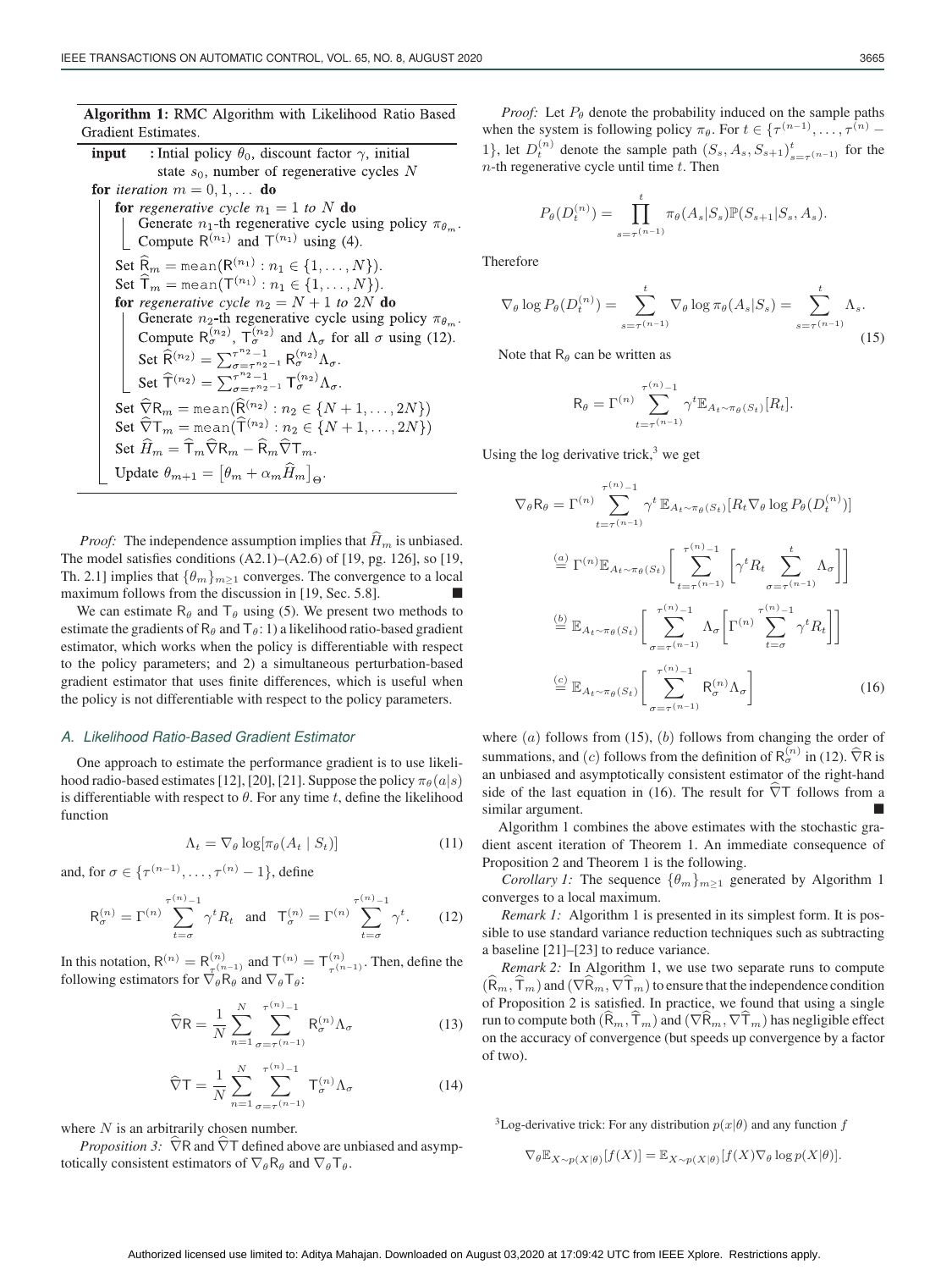**Algorithm 1:** RMC Algorithm with Likelihood Ratio Based Gradient Estimates.

```
input    : Intial policy θ_0, discount factor γ, initial
           state s_0, number of regenerative cycles N
for iteration m = 0, 1, ... do
    for regenerative cycle n_1 = 1 to N do
        Generate n_1-th regenerative cycle using policy π_{θ_m}.
        Compute R^{(n_1)} and T^{(n_1)} using (4).
    Set R̂_m = mean(R^{(n_1)} : n_1 ∈ {1, ..., N}).
    Set T̂_m = mean(T^{(n_1)} : n_1 ∈ {1, ..., N}).
    for regenerative cycle n_2 = N + 1 to 2N do
        Generate n_2-th regenerative cycle using policy π_{θ_m}.
        Compute R_σ^{(n_2)}, T_σ^{(n_2)} and Λ_σ for all σ using (12).
        Set R̂^{(n_2)} = Σ_{σ=τ^{n_2 -1}}^{τ^{n_2}-1} R_σ^{(n_2)} Λ_σ.
        Set T̂^{(n_2)} = Σ_{σ=τ^{n_2 -1}}^{τ^{n_2}-1} T_σ^{(n_2)} Λ_σ.
    Set ∇̂R_m = mean(R̂^{(n_2)} : n_2 ∈ {N + 1, ..., 2N})
    Set ∇̂T_m = mean(T̂^{(n_2)} : n_2 ∈ {N + 1, ..., 2N})
    Set Ĥ_m = T̂_m ∇̂R_m − R̂_m ∇̂T_m.
    Update θ_{m+1} = [θ_m + α_m Ĥ_m]_Θ.
```

*Proof:* The independence assumption implies that $\widehat{H}_m$ is unbiased. The model satisfies conditions (A2.1)–(A2.6) of [19, pg. 126], so [19, Th. 2.1] implies that $\{\theta_m\}_{m\geq 1}$ converges. The convergence to a local maximum follows from the discussion in [19, Sec. 5.8]. ∎

We can estimate $\mathsf{R}_\theta$ and $\mathsf{T}_\theta$ using (5). We present two methods to estimate the gradients of $\mathsf{R}_\theta$ and $\mathsf{T}_\theta$: 1) a likelihood ratio-based gradient estimator, which works when the policy is differentiable with respect to the policy parameters; and 2) a simultaneous perturbation-based gradient estimator that uses finite differences, which is useful when the policy is not differentiable with respect to the policy parameters.

### A. Likelihood Ratio-Based Gradient Estimator

One approach to estimate the performance gradient is to use likelihood radio-based estimates [12], [20], [21]. Suppose the policy $\pi_\theta(a|s)$ is differentiable with respect to $\theta$. For any time $t$, define the likelihood function

$$\Lambda_t = \nabla_\theta \log[\pi_\theta(A_t \mid S_t)] \tag{11}$$

and, for $\sigma \in \{\tau^{(n-1)}, \dots, \tau^{(n)} - 1\}$, define

$$\mathsf{R}_\sigma^{(n)} = \Gamma^{(n)} \sum_{t=\sigma}^{\tau^{(n)}-1} \gamma^t R_t \quad \text{and} \quad \mathsf{T}_\sigma^{(n)} = \Gamma^{(n)} \sum_{t=\sigma}^{\tau^{(n)}-1} \gamma^t. \tag{12}$$

In this notation, $\mathsf{R}^{(n)} = \mathsf{R}^{(n)}_{\tau^{(n-1)}}$ and $\mathsf{T}^{(n)} = \mathsf{T}^{(n)}_{\tau^{(n-1)}}$. Then, define the following estimators for $\nabla_\theta \mathsf{R}_\theta$ and $\nabla_\theta \mathsf{T}_\theta$:

$$\widehat{\nabla} \mathsf{R} = \frac{1}{N} \sum_{n=1}^{N} \sum_{\sigma=\tau^{(n-1)}}^{\tau^{(n)}-1} \mathsf{R}_\sigma^{(n)} \Lambda_\sigma \tag{13}$$

$$\widehat{\nabla} \mathsf{T} = \frac{1}{N} \sum_{n=1}^{N} \sum_{\sigma=\tau^{(n-1)}}^{\tau^{(n)}-1} \mathsf{T}_\sigma^{(n)} \Lambda_\sigma \tag{14}$$

where $N$ is an arbitrarily chosen number.

*Proposition 3:* $\widehat{\nabla}\mathsf{R}$ and $\widehat{\nabla}\mathsf{T}$ defined above are unbiased and asymptotically consistent estimators of $\nabla_\theta \mathsf{R}_\theta$ and $\nabla_\theta \mathsf{T}_\theta$.

*Proof:* Let $P_\theta$ denote the probability induced on the sample paths when the system is following policy $\pi_\theta$. For $t \in \{\tau^{(n-1)}, \dots, \tau^{(n)} - 1\}$, let $D_t^{(n)}$ denote the sample path $(S_s, A_s, S_{s+1})_{s=\tau^{(n-1)}}^{t}$ for the $n$-th regenerative cycle until time $t$. Then

$$P_\theta(D_t^{(n)}) = \prod_{s=\tau^{(n-1)}}^{t} \pi_\theta(A_s|S_s)\mathbb{P}(S_{s+1}|S_s, A_s).$$

Therefore

$$\nabla_\theta \log P_\theta(D_t^{(n)}) = \sum_{s=\tau^{(n-1)}}^{t} \nabla_\theta \log \pi_\theta(A_s|S_s) = \sum_{s=\tau^{(n-1)}}^{t} \Lambda_s. \tag{15}$$

Note that $\mathsf{R}_\theta$ can be written as

$$\mathsf{R}_\theta = \Gamma^{(n)} \sum_{t=\tau^{(n-1)}}^{\tau^{(n)}-1} \gamma^t \mathbb{E}_{A_t \sim \pi_\theta(S_t)}[R_t].$$

Using the log derivative trick,[3] we get

$$\begin{aligned}
\nabla_\theta \mathsf{R}_\theta &= \Gamma^{(n)} \sum_{t=\tau^{(n-1)}}^{\tau^{(n)}-1} \gamma^t\, \mathbb{E}_{A_t \sim \pi_\theta(S_t)}[R_t \nabla_\theta \log P_\theta(D_t^{(n)})] \\
&\overset{(a)}{=} \Gamma^{(n)} \mathbb{E}_{A_t \sim \pi_\theta(S_t)}\Bigg[\sum_{t=\tau^{(n-1)}}^{\tau^{(n)}-1} \Bigg[\gamma^t R_t \sum_{\sigma=\tau^{(n-1)}}^{t} \Lambda_\sigma\Bigg]\Bigg] \\
&\overset{(b)}{=} \mathbb{E}_{A_t \sim \pi_\theta(S_t)}\Bigg[\sum_{\sigma=\tau^{(n-1)}}^{\tau^{(n)}-1} \Lambda_\sigma \Bigg[\Gamma^{(n)} \sum_{t=\sigma}^{\tau^{(n)}-1} \gamma^t R_t\Bigg]\Bigg] \\
&\overset{(c)}{=} \mathbb{E}_{A_t \sim \pi_\theta(S_t)}\Bigg[\sum_{\sigma=\tau^{(n-1)}}^{\tau^{(n)}-1} \mathsf{R}_\sigma^{(n)} \Lambda_\sigma\Bigg]
\end{aligned} \tag{16}$$

where $(a)$ follows from (15), $(b)$ follows from changing the order of summations, and $(c)$ follows from the definition of $\mathsf{R}_\sigma^{(n)}$ in (12). $\widehat{\nabla}\mathsf{R}$ is an unbiased and asymptotically consistent estimator of the right-hand side of the last equation in (16). The result for $\widehat{\nabla}\mathsf{T}$ follows from a similar argument. ∎

Algorithm 1 combines the above estimates with the stochastic gradient ascent iteration of Theorem 1. An immediate consequence of Proposition 2 and Theorem 1 is the following.

*Corollary 1:* The sequence $\{\theta_m\}_{m\geq 1}$ generated by Algorithm 1 converges to a local maximum.

*Remark 1:* Algorithm 1 is presented in its simplest form. It is possible to use standard variance reduction techniques such as subtracting a baseline [21]–[23] to reduce variance.

*Remark 2:* In Algorithm 1, we use two separate runs to compute $(\widehat{\mathsf{R}}_m, \widehat{\mathsf{T}}_m)$ and $(\nabla\widehat{\mathsf{R}}_m, \nabla\widehat{\mathsf{T}}_m)$ to ensure that the independence condition of Proposition 2 is satisfied. In practice, we found that using a single run to compute both $(\widehat{\mathsf{R}}_m, \widehat{\mathsf{T}}_m)$ and $(\nabla\widehat{\mathsf{R}}_m, \nabla\widehat{\mathsf{T}}_m)$ has negligible effect on the accuracy of convergence (but speeds up convergence by a factor of two).

[3] Log-derivative trick: For any distribution $p(x|\theta)$ and any function $f$

$$\nabla_\theta \mathbb{E}_{X\sim p(X|\theta)}[f(X)] = \mathbb{E}_{X\sim p(X|\theta)}[f(X)\nabla_\theta \log p(X|\theta)].$$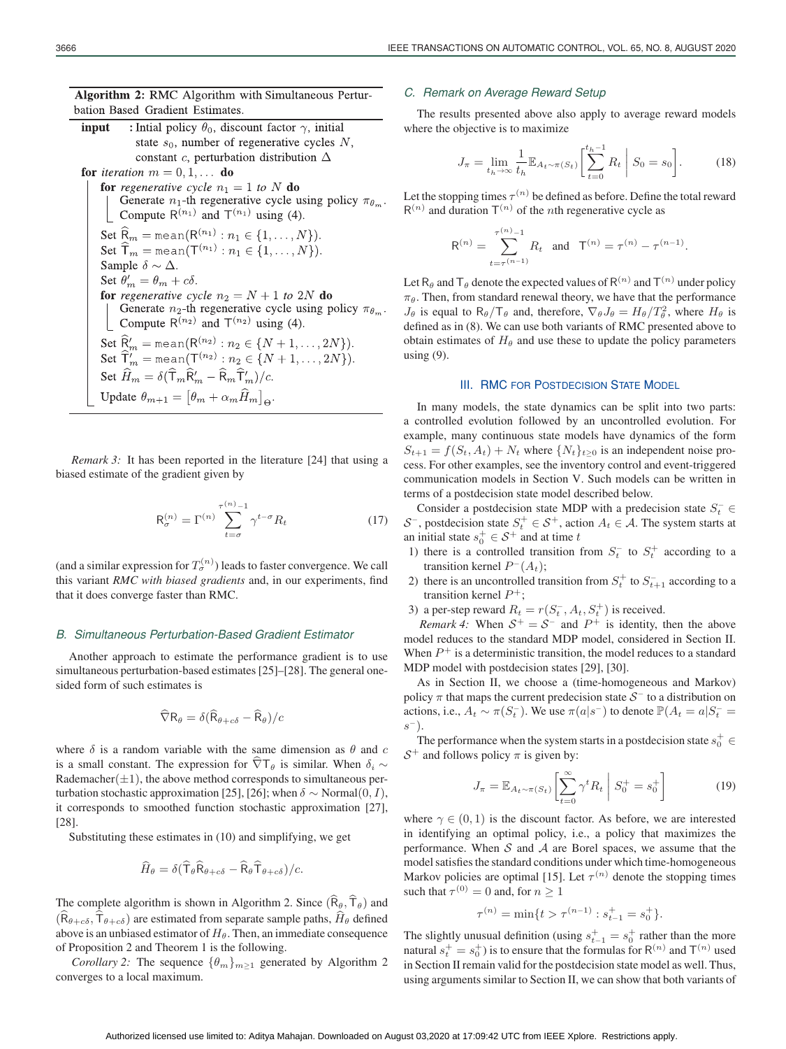**Algorithm 2:** RMC Algorithm with Simultaneous Perturbation Based Gradient Estimates.

```
input    : Intial policy θ_0, discount factor γ, initial
           state s_0, number of regenerative cycles N,
           constant c, perturbation distribution Δ
for iteration m = 0, 1, ... do
    for regenerative cycle n_1 = 1 to N do
        Generate n_1-th regenerative cycle using policy π_{θ_m}.
        Compute R^(n_1) and T^(n_1) using (4).
    Set R̂_m = mean(R^(n_1) : n_1 ∈ {1, ..., N}).
    Set T̂_m = mean(T^(n_1) : n_1 ∈ {1, ..., N}).
    Sample δ ~ Δ.
    Set θ'_m = θ_m + cδ.
    for regenerative cycle n_2 = N + 1 to 2N do
        Generate n_2-th regenerative cycle using policy π_{θ_m}.
        Compute R^(n_2) and T^(n_2) using (4).
    Set R̂'_m = mean(R^(n_2) : n_2 ∈ {N + 1, ..., 2N}).
    Set T̂'_m = mean(T^(n_2) : n_2 ∈ {N + 1, ..., 2N}).
    Set Ĥ_m = δ(T̂_m R̂'_m − R̂_m T̂'_m)/c.
    Update θ_{m+1} = [θ_m + α_m Ĥ_m]_Θ.
```

*Remark 3:* It has been reported in the literature [24] that using a biased estimate of the gradient given by

$$\mathsf{R}^{(n)}_\sigma = \Gamma^{(n)} \sum_{t=\sigma}^{\tau^{(n)}-1} \gamma^{t-\sigma} R_t \tag{17}$$

(and a similar expression for $T^{(n)}_\sigma$) leads to faster convergence. We call this variant *RMC with biased gradients* and, in our experiments, find that it does converge faster than RMC.

### B. Simultaneous Perturbation-Based Gradient Estimator

Another approach to estimate the performance gradient is to use simultaneous perturbation-based estimates [25]–[28]. The general one-sided form of such estimates is

$$\widehat{\nabla}\mathsf{R}_\theta = \delta(\widehat{\mathsf{R}}_{\theta+c\delta} - \widehat{\mathsf{R}}_\theta)/c$$

where $\delta$ is a random variable with the same dimension as $\theta$ and $c$ is a small constant. The expression for $\widehat{\nabla}\mathsf{T}_\theta$ is similar. When $\delta_i \sim \text{Rademacher}(\pm 1)$, the above method corresponds to simultaneous perturbation stochastic approximation [25], [26]; when $\delta \sim \text{Normal}(0, I)$, it corresponds to smoothed function stochastic approximation [27], [28].

Substituting these estimates in (10) and simplifying, we get

$$\widehat{H}_\theta = \delta(\widehat{\mathsf{T}}_\theta \widehat{\mathsf{R}}_{\theta+c\delta} - \widehat{\mathsf{R}}_\theta \widehat{\mathsf{T}}_{\theta+c\delta})/c.$$

The complete algorithm is shown in Algorithm 2. Since $(\widehat{\mathsf{R}}_\theta, \widehat{\mathsf{T}}_\theta)$ and $(\widehat{\mathsf{R}}_{\theta+c\delta}, \widehat{\mathsf{T}}_{\theta+c\delta})$ are estimated from separate sample paths, $\widehat{H}_\theta$ defined above is an unbiased estimator of $H_\theta$. Then, an immediate consequence of Proposition 2 and Theorem 1 is the following.

*Corollary 2:* The sequence $\{\theta_m\}_{m\geq 1}$ generated by Algorithm 2 converges to a local maximum.

### C. Remark on Average Reward Setup

The results presented above also apply to average reward models where the objective is to maximize

$$J_\pi = \lim_{t_h \to \infty} \frac{1}{t_h} \mathbb{E}_{A_t \sim \pi(S_t)} \left[ \sum_{t=0}^{t_h - 1} R_t \;\middle|\; S_0 = s_0 \right]. \tag{18}$$

Let the stopping times $\tau^{(n)}$ be defined as before. Define the total reward $\mathsf{R}^{(n)}$ and duration $\mathsf{T}^{(n)}$ of the $n$th regenerative cycle as

$$\mathsf{R}^{(n)} = \sum_{t=\tau^{(n-1)}}^{\tau^{(n)}-1} R_t \quad \text{and} \quad \mathsf{T}^{(n)} = \tau^{(n)} - \tau^{(n-1)}.$$

Let $\mathsf{R}_\theta$ and $\mathsf{T}_\theta$ denote the expected values of $\mathsf{R}^{(n)}$ and $\mathsf{T}^{(n)}$ under policy $\pi_\theta$. Then, from standard renewal theory, we have that the performance $J_\theta$ is equal to $\mathsf{R}_\theta/\mathsf{T}_\theta$ and, therefore, $\nabla_\theta J_\theta = H_\theta / T_\theta^2$, where $H_\theta$ is defined as in (8). We can use both variants of RMC presented above to obtain estimates of $H_\theta$ and use these to update the policy parameters using (9).

## III. RMC for Postdecision State Model

In many models, the state dynamics can be split into two parts: a controlled evolution followed by an uncontrolled evolution. For example, many continuous state models have dynamics of the form $S_{t+1} = f(S_t, A_t) + N_t$ where $\{N_t\}_{t\geq 0}$ is an independent noise process. For other examples, see the inventory control and event-triggered communication models in Section V. Such models can be written in terms of a postdecision state model described below.

Consider a postdecision state MDP with a predecision state $S_t^- \in \mathcal{S}^-$, postdecision state $S_t^+ \in \mathcal{S}^+$, action $A_t \in \mathcal{A}$. The system starts at an initial state $s_0^+ \in \mathcal{S}^+$ and at time $t$

1) there is a controlled transition from $S_t^-$ to $S_t^+$ according to a transition kernel $P^-(A_t)$;
2) there is an uncontrolled transition from $S_t^+$ to $S_{t+1}^-$ according to a transition kernel $P^+$;
3) a per-step reward $R_t = r(S_t^-, A_t, S_t^+)$ is received.

*Remark 4:* When $\mathcal{S}^+ = \mathcal{S}^-$ and $P^+$ is identity, then the above model reduces to the standard MDP model, considered in Section II. When $P^+$ is a deterministic transition, the model reduces to a standard MDP model with postdecision states [29], [30].

As in Section II, we choose a (time-homogeneous and Markov) policy $\pi$ that maps the current predecision state $\mathcal{S}^-$ to a distribution on actions, i.e., $A_t \sim \pi(S_t^-)$. We use $\pi(a|s^-)$ to denote $\mathbb{P}(A_t = a | S_t^- = s^-)$.

The performance when the system starts in a postdecision state $s_0^+ \in \mathcal{S}^+$ and follows policy $\pi$ is given by:

$$J_\pi = \mathbb{E}_{A_t \sim \pi(S_t)} \left[ \sum_{t=0}^{\infty} \gamma^t R_t \;\middle|\; S_0^+ = s_0^+ \right] \tag{19}$$

where $\gamma \in (0, 1)$ is the discount factor. As before, we are interested in identifying an optimal policy, i.e., a policy that maximizes the performance. When $\mathcal{S}$ and $\mathcal{A}$ are Borel spaces, we assume that the model satisfies the standard conditions under which time-homogeneous Markov policies are optimal [15]. Let $\tau^{(n)}$ denote the stopping times such that $\tau^{(0)} = 0$ and, for $n \geq 1$

$$\tau^{(n)} = \min\{t > \tau^{(n-1)} : s_{t-1}^+ = s_0^+\}.$$

The slightly unusual definition (using $s_{t-1}^+ = s_0^+$ rather than the more natural $s_t^+ = s_0^+$) is to ensure that the formulas for $\mathsf{R}^{(n)}$ and $\mathsf{T}^{(n)}$ used in Section II remain valid for the postdecision state model as well. Thus, using arguments similar to Section II, we can show that both variants of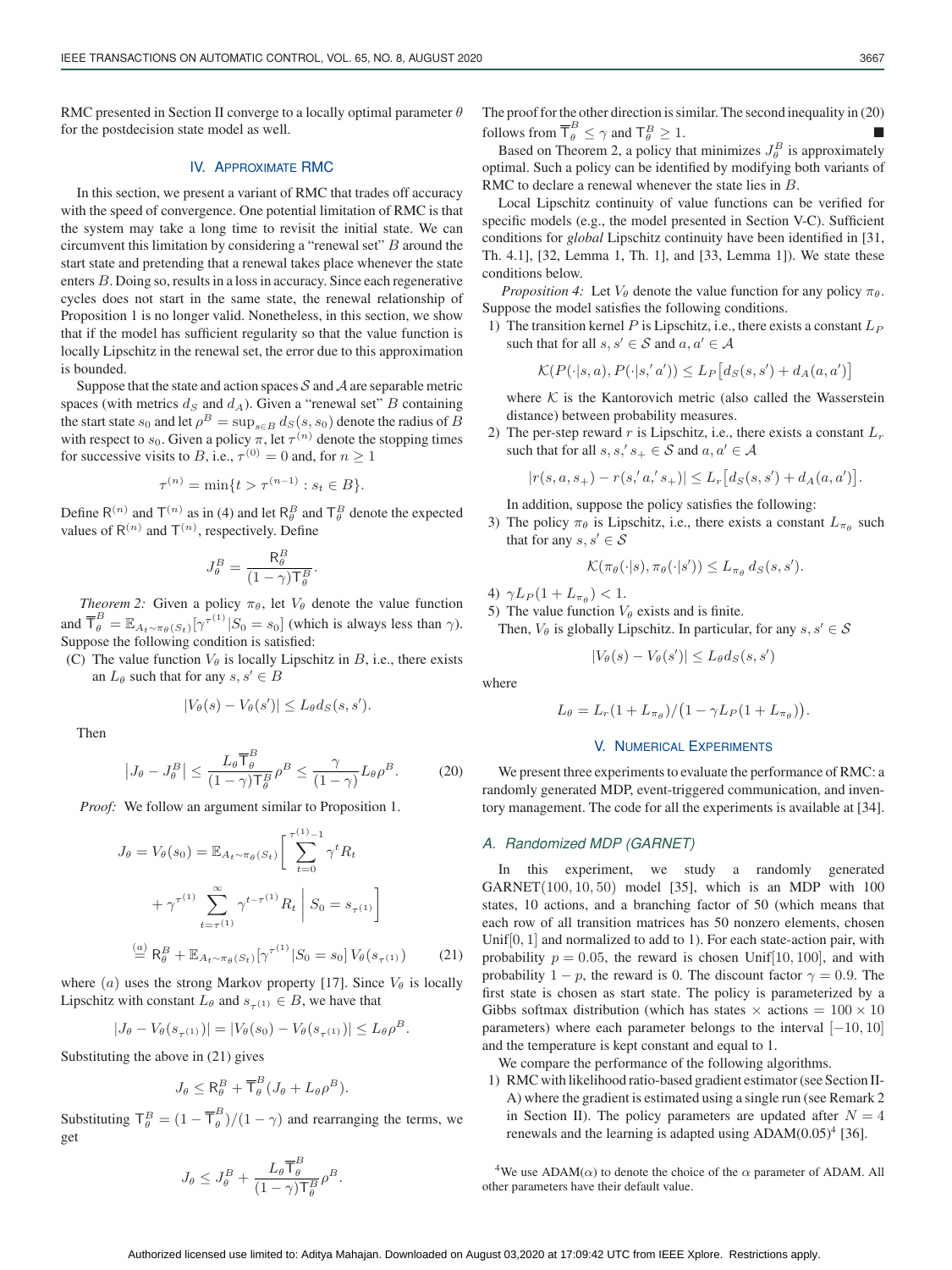RMC presented in Section II converge to a locally optimal parameter $\theta$ for the postdecision state model as well.

## IV. Approximate RMC

In this section, we present a variant of RMC that trades off accuracy with the speed of convergence. One potential limitation of RMC is that the system may take a long time to revisit the initial state. We can circumvent this limitation by considering a "renewal set" $B$ around the start state and pretending that a renewal takes place whenever the state enters $B$. Doing so, results in a loss in accuracy. Since each regenerative cycles does not start in the same state, the renewal relationship of Proposition 1 is no longer valid. Nonetheless, in this section, we show that if the model has sufficient regularity so that the value function is locally Lipschitz in the renewal set, the error due to this approximation is bounded.

Suppose that the state and action spaces $\mathcal{S}$ and $\mathcal{A}$ are separable metric spaces (with metrics $d_S$ and $d_A$). Given a "renewal set" $B$ containing the start state $s_0$ and let $\rho^B = \sup_{s \in B} d_S(s, s_0)$ denote the radius of $B$ with respect to $s_0$. Given a policy $\pi$, let $\tau^{(n)}$ denote the stopping times for successive visits to $B$, i.e., $\tau^{(0)} = 0$ and, for $n \geq 1$

$$\tau^{(n)} = \min\{t > \tau^{(n-1)} : s_t \in B\}.$$

Define $\mathsf{R}^{(n)}$ and $\mathsf{T}^{(n)}$ as in (4) and let $\mathsf{R}^B_\theta$ and $\mathsf{T}^B_\theta$ denote the expected values of $\mathsf{R}^{(n)}$ and $\mathsf{T}^{(n)}$, respectively. Define

$$J^B_\theta = \frac{\mathsf{R}^B_\theta}{(1-\gamma)\mathsf{T}^B_\theta}.$$

*Theorem 2:* Given a policy $\pi_\theta$, let $V_\theta$ denote the value function and $\overline{\mathsf{T}}^B_\theta = \mathbb{E}_{A_t \sim \pi_\theta(S_t)}[\gamma^{\tau^{(1)}} | S_0 = s_0]$ (which is always less than $\gamma$). Suppose the following condition is satisfied:

(C) The value function $V_\theta$ is locally Lipschitz in $B$, i.e., there exists an $L_\theta$ such that for any $s, s' \in B$

$$|V_\theta(s) - V_\theta(s')| \leq L_\theta d_S(s, s').$$

Then

$$\left|J_\theta - J^B_\theta\right| \leq \frac{L_\theta \overline{\mathsf{T}}^B_\theta}{(1-\gamma)\mathsf{T}^B_\theta}\rho^B \leq \frac{\gamma}{(1-\gamma)} L_\theta \rho^B. \tag{20}$$

*Proof:* We follow an argument similar to Proposition 1.

$$\begin{aligned} J_\theta = V_\theta(s_0) &= \mathbb{E}_{A_t \sim \pi_\theta(S_t)}\Bigg[\sum_{t=0}^{\tau^{(1)}-1} \gamma^t R_t \\ &\quad + \gamma^{\tau^{(1)}} \sum_{t=\tau^{(1)}}^{\infty} \gamma^{t-\tau^{(1)}} R_t \,\Bigg|\, S_0 = s_{\tau^{(1)}}\Bigg] \\ &\overset{(a)}{=} \mathsf{R}^B_\theta + \mathbb{E}_{A_t \sim \pi_\theta(S_t)}[\gamma^{\tau^{(1)}} | S_0 = s_0]\, V_\theta(s_{\tau^{(1)}}) \end{aligned} \tag{21}$$

where $(a)$ uses the strong Markov property [17]. Since $V_\theta$ is locally Lipschitz with constant $L_\theta$ and $s_{\tau^{(1)}} \in B$, we have that

$$|J_\theta - V_\theta(s_{\tau^{(1)}})| = |V_\theta(s_0) - V_\theta(s_{\tau^{(1)}})| \leq L_\theta \rho^B.$$

Substituting the above in (21) gives

$$J_\theta \leq \mathsf{R}^B_\theta + \overline{\mathsf{T}}^B_\theta (J_\theta + L_\theta \rho^B).$$

Substituting $\mathsf{T}^B_\theta = (1 - \overline{\mathsf{T}}^B_\theta)/(1-\gamma)$ and rearranging the terms, we get

$$J_\theta \leq J^B_\theta + \frac{L_\theta \overline{\mathsf{T}}^B_\theta}{(1-\gamma)\mathsf{T}^B_\theta}\rho^B.$$

The proof for the other direction is similar. The second inequality in (20) follows from $\overline{\mathsf{T}}^B_\theta \leq \gamma$ and $\mathsf{T}^B_\theta \geq 1$. ■

Based on Theorem 2, a policy that minimizes $J^B_\theta$ is approximately optimal. Such a policy can be identified by modifying both variants of RMC to declare a renewal whenever the state lies in $B$.

Local Lipschitz continuity of value functions can be verified for specific models (e.g., the model presented in Section V-C). Sufficient conditions for *global* Lipschitz continuity have been identified in [31, Th. 4.1], [32, Lemma 1, Th. 1], and [33, Lemma 1]). We state these conditions below.

*Proposition 4:* Let $V_\theta$ denote the value function for any policy $\pi_\theta$. Suppose the model satisfies the following conditions.

1) The transition kernel $P$ is Lipschitz, i.e., there exists a constant $L_P$ such that for all $s, s' \in \mathcal{S}$ and $a, a' \in \mathcal{A}$

$$\mathcal{K}(P(\cdot|s,a), P(\cdot|s,' a')) \leq L_P\big[d_S(s,s') + d_A(a,a')\big]$$

where $\mathcal{K}$ is the Kantorovich metric (also called the Wasserstein distance) between probability measures.

2) The per-step reward $r$ is Lipschitz, i.e., there exists a constant $L_r$ such that for all $s, s,' s_+ \in \mathcal{S}$ and $a, a' \in \mathcal{A}$

$$|r(s,a,s_+) - r(s,' a,' s_+)| \leq L_r\big[d_S(s,s') + d_A(a,a')\big].$$

In addition, suppose the policy satisfies the following:

3) The policy $\pi_\theta$ is Lipschitz, i.e., there exists a constant $L_{\pi_\theta}$ such that for any $s, s' \in \mathcal{S}$

$$\mathcal{K}(\pi_\theta(\cdot|s), \pi_\theta(\cdot|s')) \leq L_{\pi_\theta} d_S(s,s').$$

4) $\gamma L_P(1 + L_{\pi_\theta}) < 1$.

5) The value function $V_\theta$ exists and is finite.

Then, $V_\theta$ is globally Lipschitz. In particular, for any $s, s' \in \mathcal{S}$

$$|V_\theta(s) - V_\theta(s')| \leq L_\theta d_S(s,s')$$

where

$$L_\theta = L_r(1 + L_{\pi_\theta})/\big(1 - \gamma L_P(1 + L_{\pi_\theta})\big).$$

## V. Numerical Experiments

We present three experiments to evaluate the performance of RMC: a randomly generated MDP, event-triggered communication, and inventory management. The code for all the experiments is available at [34].

### A. Randomized MDP (GARNET)

In this experiment, we study a randomly generated GARNET(100, 10, 50) model [35], which is an MDP with 100 states, 10 actions, and a branching factor of 50 (which means that each row of all transition matrices has 50 nonzero elements, chosen Unif[0, 1] and normalized to add to 1). For each state-action pair, with probability $p = 0.05$, the reward is chosen Unif[10, 100], and with probability $1 - p$, the reward is 0. The discount factor $\gamma = 0.9$. The first state is chosen as start state. The policy is parameterized by a Gibbs softmax distribution (which has states × actions = 100 × 10 parameters) where each parameter belongs to the interval $[-10, 10]$ and the temperature is kept constant and equal to 1.

We compare the performance of the following algorithms.

1) RMC with likelihood ratio-based gradient estimator (see Section II-A) where the gradient is estimated using a single run (see Remark 2 in Section II). The policy parameters are updated after $N = 4$ renewals and the learning is adapted using ADAM(0.05)[4] [36].

[4]We use ADAM($\alpha$) to denote the choice of the $\alpha$ parameter of ADAM. All other parameters have their default value.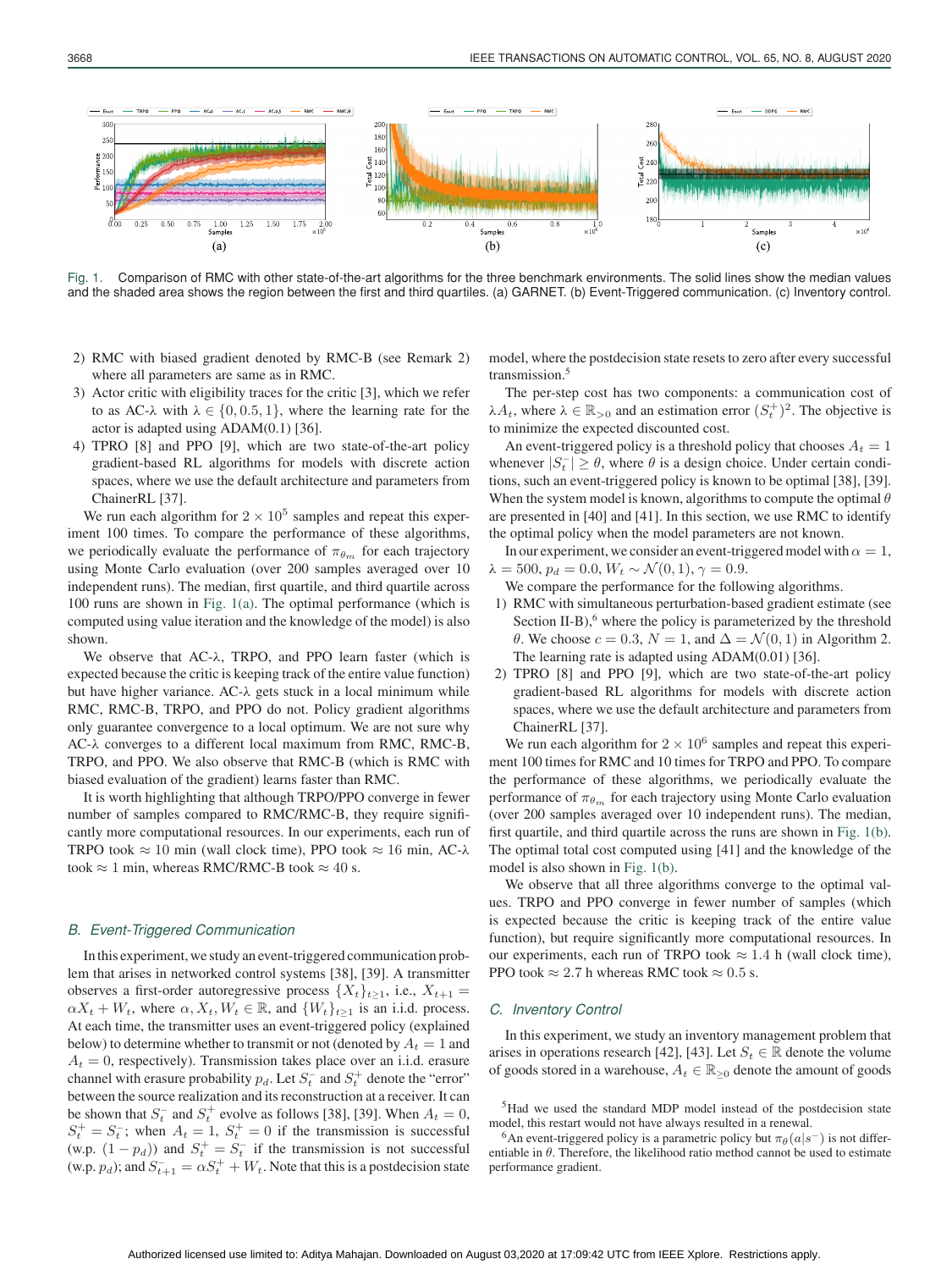Fig. 1. Comparison of RMC with other state-of-the-art algorithms for the three benchmark environments. The solid lines show the median values and the shaded area shows the region between the first and third quartiles. (a) GARNET. (b) Event-Triggered communication. (c) Inventory control.

2) RMC with biased gradient denoted by RMC-B (see Remark 2) where all parameters are same as in RMC.
3) Actor critic with eligibility traces for the critic [3], which we refer to as AC-$\lambda$ with $\lambda \in \{0, 0.5, 1\}$, where the learning rate for the actor is adapted using ADAM(0.1) [36].
4) TPRO [8] and PPO [9], which are two state-of-the-art policy gradient-based RL algorithms for models with discrete action spaces, where we use the default architecture and parameters from ChainerRL [37].

We run each algorithm for $2 \times 10^5$ samples and repeat this experiment 100 times. To compare the performance of these algorithms, we periodically evaluate the performance of $\pi_{\theta_m}$ for each trajectory using Monte Carlo evaluation (over 200 samples averaged over 10 independent runs). The median, first quartile, and third quartile across 100 runs are shown in Fig. 1(a). The optimal performance (which is computed using value iteration and the knowledge of the model) is also shown.

We observe that AC-$\lambda$, TRPO, and PPO learn faster (which is expected because the critic is keeping track of the entire value function) but have higher variance. AC-$\lambda$ gets stuck in a local minimum while RMC, RMC-B, TRPO, and PPO do not. Policy gradient algorithms only guarantee convergence to a local optimum. We are not sure why AC-$\lambda$ converges to a different local maximum from RMC, RMC-B, TRPO, and PPO. We also observe that RMC-B (which is RMC with biased evaluation of the gradient) learns faster than RMC.

It is worth highlighting that although TRPO/PPO converge in fewer number of samples compared to RMC/RMC-B, they require significantly more computational resources. In our experiments, each run of TRPO took $\approx 10$ min (wall clock time), PPO took $\approx 16$ min, AC-$\lambda$ took $\approx 1$ min, whereas RMC/RMC-B took $\approx 40$ s.

### *B. Event-Triggered Communication*

In this experiment, we study an event-triggered communication problem that arises in networked control systems [38], [39]. A transmitter observes a first-order autoregressive process $\{X_t\}_{t \geq 1}$, i.e., $X_{t+1} = \alpha X_t + W_t$, where $\alpha, X_t, W_t \in \mathbb{R}$, and $\{W_t\}_{t \geq 1}$ is an i.i.d. process. At each time, the transmitter uses an event-triggered policy (explained below) to determine whether to transmit or not (denoted by $A_t = 1$ and $A_t = 0$, respectively). Transmission takes place over an i.i.d. erasure channel with erasure probability $p_d$. Let $S^-_t$ and $S^+_t$ denote the "error" between the source realization and its reconstruction at a receiver. It can be shown that $S^-_t$ and $S^+_t$ evolve as follows [38], [39]. When $A_t = 0$, $S^+_t = S^-_t$; when $A_t = 1$, $S^+_t = 0$ if the transmission is successful (w.p. $(1 - p_d)$) and $S^+_t = S^-_t$ if the transmission is not successful (w.p. $p_d$); and $S^-_{t+1} = \alpha S^+_t + W_t$. Note that this is a postdecision state model, where the postdecision state resets to zero after every successful transmission.[5]

The per-step cost has two components: a communication cost of $\lambda A_t$, where $\lambda \in \mathbb{R}_{>0}$ and an estimation error $(S^+_t)^2$. The objective is to minimize the expected discounted cost.

An event-triggered policy is a threshold policy that chooses $A_t = 1$ whenever $|S^-_t| \geq \theta$, where $\theta$ is a design choice. Under certain conditions, such an event-triggered policy is known to be optimal [38], [39]. When the system model is known, algorithms to compute the optimal $\theta$ are presented in [40] and [41]. In this section, we use RMC to identify the optimal policy when the model parameters are not known.

In our experiment, we consider an event-triggered model with $\alpha = 1$, $\lambda = 500$, $p_d = 0.0$, $W_t \sim \mathcal{N}(0, 1)$, $\gamma = 0.9$.

We compare the performance for the following algorithms.

1) RMC with simultaneous perturbation-based gradient estimate (see Section II-B),[6] where the policy is parameterized by the threshold $\theta$. We choose $c = 0.3$, $N = 1$, and $\Delta = \mathcal{N}(0, 1)$ in Algorithm 2. The learning rate is adapted using ADAM(0.01) [36].
2) TPRO [8] and PPO [9], which are two state-of-the-art policy gradient-based RL algorithms for models with discrete action spaces, where we use the default architecture and parameters from ChainerRL [37].

We run each algorithm for $2 \times 10^6$ samples and repeat this experiment 100 times for RMC and 10 times for TRPO and PPO. To compare the performance of these algorithms, we periodically evaluate the performance of $\pi_{\theta_m}$ for each trajectory using Monte Carlo evaluation (over 200 samples averaged over 10 independent runs). The median, first quartile, and third quartile across the runs are shown in Fig. 1(b). The optimal total cost computed using [41] and the knowledge of the model is also shown in Fig. 1(b).

We observe that all three algorithms converge to the optimal values. TRPO and PPO converge in fewer number of samples (which is expected because the critic is keeping track of the entire value function), but require significantly more computational resources. In our experiments, each run of TRPO took $\approx 1.4$ h (wall clock time), PPO took $\approx 2.7$ h whereas RMC took $\approx 0.5$ s.

### *C. Inventory Control*

In this experiment, we study an inventory management problem that arises in operations research [42], [43]. Let $S_t \in \mathbb{R}$ denote the volume of goods stored in a warehouse, $A_t \in \mathbb{R}_{\geq 0}$ denote the amount of goods

[5] Had we used the standard MDP model instead of the postdecision state model, this restart would not have always resulted in a renewal.

[6] An event-triggered policy is a parametric policy but $\pi_\theta(a|s^-)$ is not differentiable in $\theta$. Therefore, the likelihood ratio method cannot be used to estimate performance gradient.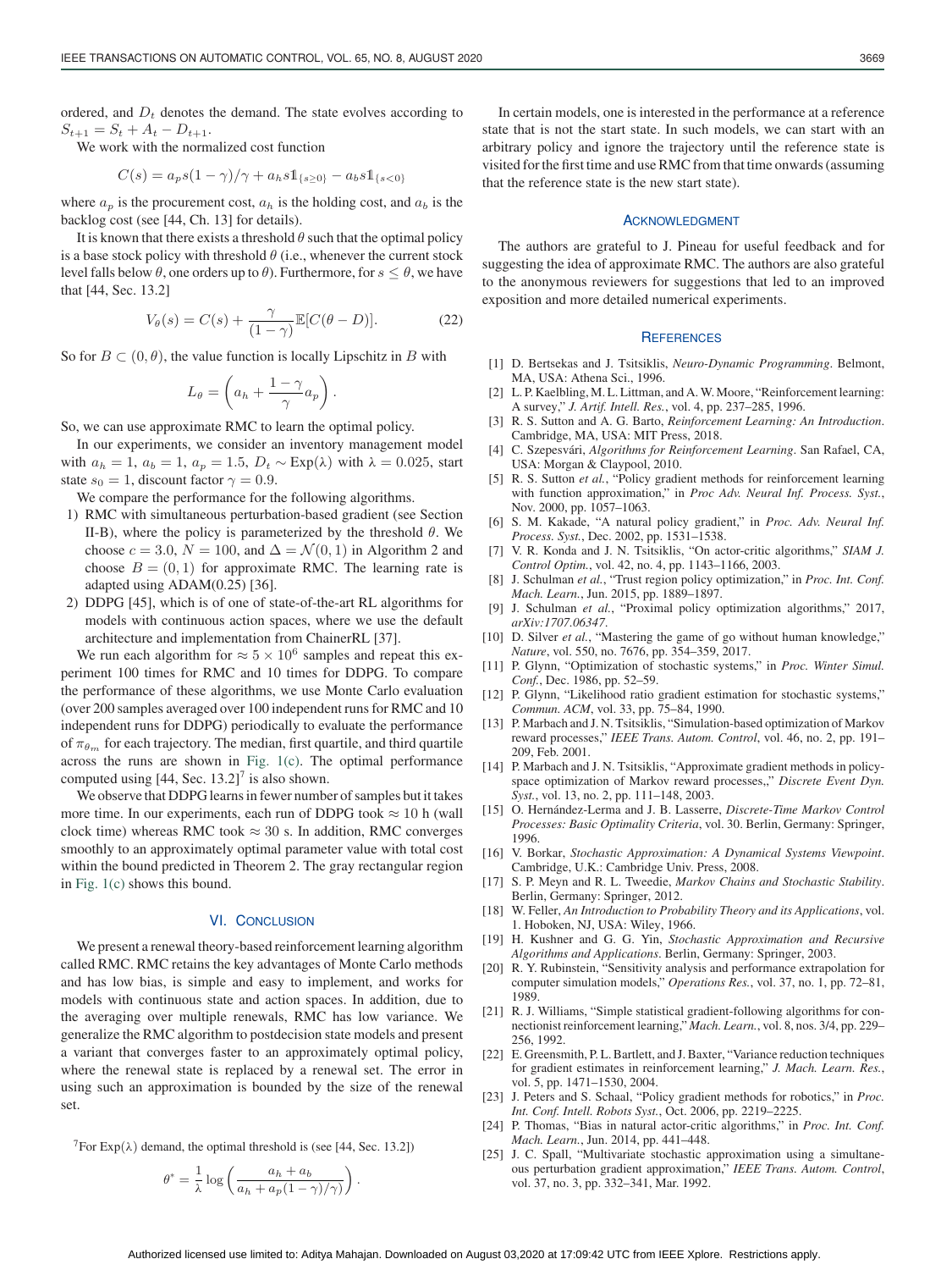ordered, and $D_t$ denotes the demand. The state evolves according to $S_{t+1} = S_t + A_t - D_{t+1}$.

We work with the normalized cost function

$$C(s) = a_p s(1-\gamma)/\gamma + a_h s \mathbb{1}_{\{s \geq 0\}} - a_b s \mathbb{1}_{\{s<0\}}$$

where $a_p$ is the procurement cost, $a_h$ is the holding cost, and $a_b$ is the backlog cost (see [44, Ch. 13] for details).

It is known that there exists a threshold $\theta$ such that the optimal policy is a base stock policy with threshold $\theta$ (i.e., whenever the current stock level falls below $\theta$, one orders up to $\theta$). Furthermore, for $s \leq \theta$, we have that [44, Sec. 13.2]

$$V_\theta(s) = C(s) + \frac{\gamma}{(1-\gamma)} \mathbb{E}[C(\theta - D)]. \tag{22}$$

So for $B \subset (0, \theta)$, the value function is locally Lipschitz in $B$ with

$$L_\theta = \left( a_h + \frac{1-\gamma}{\gamma} a_p \right).$$

So, we can use approximate RMC to learn the optimal policy.

In our experiments, we consider an inventory management model with $a_h = 1$, $a_b = 1$, $a_p = 1.5$, $D_t \sim \text{Exp}(\lambda)$ with $\lambda = 0.025$, start state $s_0 = 1$, discount factor $\gamma = 0.9$.

We compare the performance for the following algorithms.

1) RMC with simultaneous perturbation-based gradient (see Section II-B), where the policy is parameterized by the threshold $\theta$. We choose $c = 3.0$, $N = 100$, and $\Delta = \mathcal{N}(0, 1)$ in Algorithm 2 and choose $B = (0, 1)$ for approximate RMC. The learning rate is adapted using ADAM(0.25) [36].
2) DDPG [45], which is of one of state-of-the-art RL algorithms for models with continuous action spaces, where we use the default architecture and implementation from ChainerRL [37].

We run each algorithm for $\approx 5 \times 10^6$ samples and repeat this experiment 100 times for RMC and 10 times for DDPG. To compare the performance of these algorithms, we use Monte Carlo evaluation (over 200 samples averaged over 100 independent runs for RMC and 10 independent runs for DDPG) periodically to evaluate the performance of $\pi_{\theta_m}$ for each trajectory. The median, first quartile, and third quartile across the runs are shown in Fig. 1(c). The optimal performance computed using [44, Sec. 13.2][7] is also shown.

We observe that DDPG learns in fewer number of samples but it takes more time. In our experiments, each run of DDPG took $\approx 10$ h (wall clock time) whereas RMC took $\approx 30$ s. In addition, RMC converges smoothly to an approximately optimal parameter value with total cost within the bound predicted in Theorem 2. The gray rectangular region in Fig. 1(c) shows this bound.

## VI. Conclusion

We present a renewal theory-based reinforcement learning algorithm called RMC. RMC retains the key advantages of Monte Carlo methods and has low bias, is simple and easy to implement, and works for models with continuous state and action spaces. In addition, due to the averaging over multiple renewals, RMC has low variance. We generalize the RMC algorithm to postdecision state models and present a variant that converges faster to an approximately optimal policy, where the renewal state is replaced by a renewal set. The error in using such an approximation is bounded by the size of the renewal set.

In certain models, one is interested in the performance at a reference state that is not the start state. In such models, we can start with an arbitrary policy and ignore the trajectory until the reference state is visited for the first time and use RMC from that time onwards (assuming that the reference state is the new start state).

[7] For $\text{Exp}(\lambda)$ demand, the optimal threshold is (see [44, Sec. 13.2])

$$\theta^* = \frac{1}{\lambda} \log \left( \frac{a_h + a_b}{a_h + a_p(1-\gamma)/\gamma} \right).$$

## Acknowledgment

The authors are grateful to J. Pineau for useful feedback and for suggesting the idea of approximate RMC. The authors are also grateful to the anonymous reviewers for suggestions that led to an improved exposition and more detailed numerical experiments.

## References

[1] D. Bertsekas and J. Tsitsiklis, *Neuro-Dynamic Programming*. Belmont, MA, USA: Athena Sci., 1996.

[2] L. P. Kaelbling, M. L. Littman, and A. W. Moore, "Reinforcement learning: A survey," *J. Artif. Intell. Res.*, vol. 4, pp. 237–285, 1996.

[3] R. S. Sutton and A. G. Barto, *Reinforcement Learning: An Introduction*. Cambridge, MA, USA: MIT Press, 2018.

[4] C. Szepesvári, *Algorithms for Reinforcement Learning*. San Rafael, CA, USA: Morgan & Claypool, 2010.

[5] R. S. Sutton *et al.*, "Policy gradient methods for reinforcement learning with function approximation," in *Proc Adv. Neural Inf. Process. Syst.*, Nov. 2000, pp. 1057–1063.

[6] S. M. Kakade, "A natural policy gradient," in *Proc. Adv. Neural Inf. Process. Syst.*, Dec. 2002, pp. 1531–1538.

[7] V. R. Konda and J. N. Tsitsiklis, "On actor-critic algorithms," *SIAM J. Control Optim.*, vol. 42, no. 4, pp. 1143–1166, 2003.

[8] J. Schulman *et al.*, "Trust region policy optimization," in *Proc. Int. Conf. Mach. Learn.*, Jun. 2015, pp. 1889–1897.

[9] J. Schulman *et al.*, "Proximal policy optimization algorithms," 2017, *arXiv:1707.06347*.

[10] D. Silver *et al.*, "Mastering the game of go without human knowledge," *Nature*, vol. 550, no. 7676, pp. 354–359, 2017.

[11] P. Glynn, "Optimization of stochastic systems," in *Proc. Winter Simul. Conf.*, Dec. 1986, pp. 52–59.

[12] P. Glynn, "Likelihood ratio gradient estimation for stochastic systems," *Commun. ACM*, vol. 33, pp. 75–84, 1990.

[13] P. Marbach and J. N. Tsitsiklis, "Simulation-based optimization of Markov reward processes," *IEEE Trans. Autom. Control*, vol. 46, no. 2, pp. 191–209, Feb. 2001.

[14] P. Marbach and J. N. Tsitsiklis, "Approximate gradient methods in policy-space optimization of Markov reward processes," *Discrete Event Dyn. Syst.*, vol. 13, no. 2, pp. 111–148, 2003.

[15] O. Hernández-Lerma and J. B. Lasserre, *Discrete-Time Markov Control Processes: Basic Optimality Criteria*, vol. 30. Berlin, Germany: Springer, 1996.

[16] V. Borkar, *Stochastic Approximation: A Dynamical Systems Viewpoint*. Cambridge, U.K.: Cambridge Univ. Press, 2008.

[17] S. P. Meyn and R. L. Tweedie, *Markov Chains and Stochastic Stability*. Berlin, Germany: Springer, 2012.

[18] W. Feller, *An Introduction to Probability Theory and its Applications*, vol. 1. Hoboken, NJ, USA: Wiley, 1966.

[19] H. Kushner and G. G. Yin, *Stochastic Approximation and Recursive Algorithms and Applications*. Berlin, Germany: Springer, 2003.

[20] R. Y. Rubinstein, "Sensitivity analysis and performance extrapolation for computer simulation models," *Operations Res.*, vol. 37, no. 1, pp. 72–81, 1989.

[21] R. J. Williams, "Simple statistical gradient-following algorithms for connectionist reinforcement learning," *Mach. Learn.*, vol. 8, nos. 3/4, pp. 229–256, 1992.

[22] E. Greensmith, P. L. Bartlett, and J. Baxter, "Variance reduction techniques for gradient estimates in reinforcement learning," *J. Mach. Learn. Res.*, vol. 5, pp. 1471–1530, 2004.

[23] J. Peters and S. Schaal, "Policy gradient methods for robotics," in *Proc. Int. Conf. Intell. Robots Syst.*, Oct. 2006, pp. 2219–2225.

[24] P. Thomas, "Bias in natural actor-critic algorithms," in *Proc. Int. Conf. Mach. Learn.*, Jun. 2014, pp. 441–448.

[25] J. C. Spall, "Multivariate stochastic approximation using a simultaneous perturbation gradient approximation," *IEEE Trans. Autom. Control*, vol. 37, no. 3, pp. 332–341, Mar. 1992.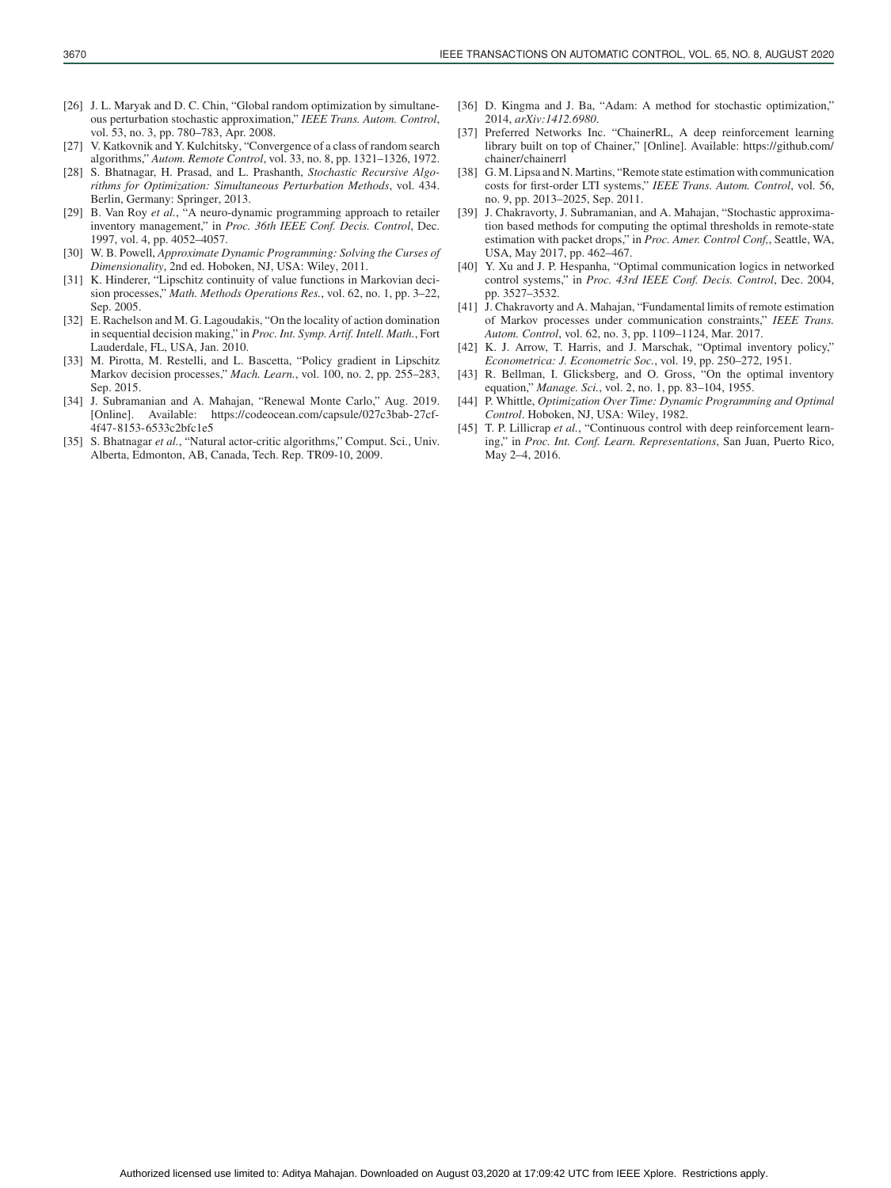[26] J. L. Maryak and D. C. Chin, "Global random optimization by simultaneous perturbation stochastic approximation," *IEEE Trans. Autom. Control*, vol. 53, no. 3, pp. 780–783, Apr. 2008.

[27] V. Katkovnik and Y. Kulchitsky, "Convergence of a class of random search algorithms," *Autom. Remote Control*, vol. 33, no. 8, pp. 1321–1326, 1972.

[28] S. Bhatnagar, H. Prasad, and L. Prashanth, *Stochastic Recursive Algorithms for Optimization: Simultaneous Perturbation Methods*, vol. 434. Berlin, Germany: Springer, 2013.

[29] B. Van Roy *et al.*, "A neuro-dynamic programming approach to retailer inventory management," in *Proc. 36th IEEE Conf. Decis. Control*, Dec. 1997, vol. 4, pp. 4052–4057.

[30] W. B. Powell, *Approximate Dynamic Programming: Solving the Curses of Dimensionality*, 2nd ed. Hoboken, NJ, USA: Wiley, 2011.

[31] K. Hinderer, "Lipschitz continuity of value functions in Markovian decision processes," *Math. Methods Operations Res.*, vol. 62, no. 1, pp. 3–22, Sep. 2005.

[32] E. Rachelson and M. G. Lagoudakis, "On the locality of action domination in sequential decision making," in *Proc. Int. Symp. Artif. Intell. Math.*, Fort Lauderdale, FL, USA, Jan. 2010.

[33] M. Pirotta, M. Restelli, and L. Bascetta, "Policy gradient in Lipschitz Markov decision processes," *Mach. Learn.*, vol. 100, no. 2, pp. 255–283, Sep. 2015.

[34] J. Subramanian and A. Mahajan, "Renewal Monte Carlo," Aug. 2019. [Online]. Available: https://codeocean.com/capsule/027c3bab-27cf-4f47-8153-6533c2bfc1e5

[35] S. Bhatnagar *et al.*, "Natural actor-critic algorithms," Comput. Sci., Univ. Alberta, Edmonton, AB, Canada, Tech. Rep. TR09-10, 2009.

[36] D. Kingma and J. Ba, "Adam: A method for stochastic optimization," 2014, *arXiv:1412.6980*.

[37] Preferred Networks Inc. "ChainerRL, A deep reinforcement learning library built on top of Chainer," [Online]. Available: https://github.com/chainer/chainerrl

[38] G. M. Lipsa and N. Martins, "Remote state estimation with communication costs for first-order LTI systems," *IEEE Trans. Autom. Control*, vol. 56, no. 9, pp. 2013–2025, Sep. 2011.

[39] J. Chakravorty, J. Subramanian, and A. Mahajan, "Stochastic approximation based methods for computing the optimal thresholds in remote-state estimation with packet drops," in *Proc. Amer. Control Conf.*, Seattle, WA, USA, May 2017, pp. 462–467.

[40] Y. Xu and J. P. Hespanha, "Optimal communication logics in networked control systems," in *Proc. 43rd IEEE Conf. Decis. Control*, Dec. 2004, pp. 3527–3532.

[41] J. Chakravorty and A. Mahajan, "Fundamental limits of remote estimation of Markov processes under communication constraints," *IEEE Trans. Autom. Control*, vol. 62, no. 3, pp. 1109–1124, Mar. 2017.

[42] K. J. Arrow, T. Harris, and J. Marschak, "Optimal inventory policy," *Econometrica: J. Econometric Soc.*, vol. 19, pp. 250–272, 1951.

[43] R. Bellman, I. Glicksberg, and O. Gross, "On the optimal inventory equation," *Manage. Sci.*, vol. 2, no. 1, pp. 83–104, 1955.

[44] P. Whittle, *Optimization Over Time: Dynamic Programming and Optimal Control*. Hoboken, NJ, USA: Wiley, 1982.

[45] T. P. Lillicrap *et al.*, "Continuous control with deep reinforcement learning," in *Proc. Int. Conf. Learn. Representations*, San Juan, Puerto Rico, May 2–4, 2016.